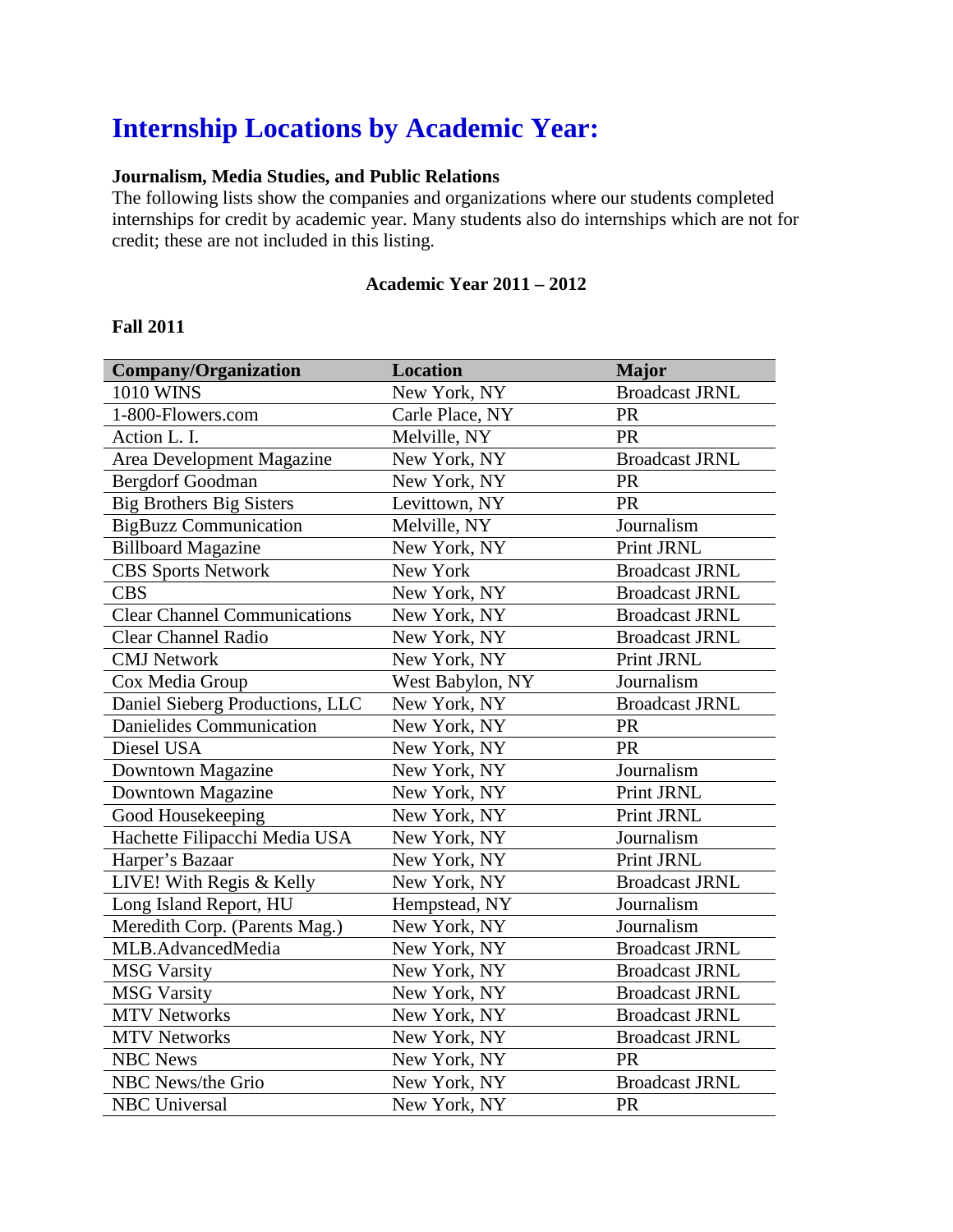# Internship Locations by Academic Year:

**Journalism, Media Studies, and Public Relations**

The following lists show the companies and organizations where our students completed internships for credit by academic year. Many students also do internships which are not for credit; these are not included in this listing.

**Academic Year 2011 – 2012**

**Fall 2011**

| Company/Organization | Location | Major |
|---|---|---|
| 1010 WINS | New York, NY | Broadcast JRNL |
| 1-800-Flowers.com | Carle Place, NY | PR |
| Action L. I. | Melville, NY | PR |
| Area Development Magazine | New York, NY | Broadcast JRNL |
| Bergdorf Goodman | New York, NY | PR |
| Big Brothers Big Sisters | Levittown, NY | PR |
| BigBuzz Communication | Melville, NY | Journalism |
| Billboard Magazine | New York, NY | Print JRNL |
| CBS Sports Network | New York | Broadcast JRNL |
| CBS | New York, NY | Broadcast JRNL |
| Clear Channel Communications | New York, NY | Broadcast JRNL |
| Clear Channel Radio | New York, NY | Broadcast JRNL |
| CMJ Network | New York, NY | Print JRNL |
| Cox Media Group | West Babylon, NY | Journalism |
| Daniel Sieberg Productions, LLC | New York, NY | Broadcast JRNL |
| Danielides Communication | New York, NY | PR |
| Diesel USA | New York, NY | PR |
| Downtown Magazine | New York, NY | Journalism |
| Downtown Magazine | New York, NY | Print JRNL |
| Good Housekeeping | New York, NY | Print JRNL |
| Hachette Filipacchi Media USA | New York, NY | Journalism |
| Harper's Bazaar | New York, NY | Print JRNL |
| LIVE! With Regis & Kelly | New York, NY | Broadcast JRNL |
| Long Island Report, HU | Hempstead, NY | Journalism |
| Meredith Corp. (Parents Mag.) | New York, NY | Journalism |
| MLB.AdvancedMedia | New York, NY | Broadcast JRNL |
| MSG Varsity | New York, NY | Broadcast JRNL |
| MSG Varsity | New York, NY | Broadcast JRNL |
| MTV Networks | New York, NY | Broadcast JRNL |
| MTV Networks | New York, NY | Broadcast JRNL |
| NBC News | New York, NY | PR |
| NBC News/the Grio | New York, NY | Broadcast JRNL |
| NBC Universal | New York, NY | PR |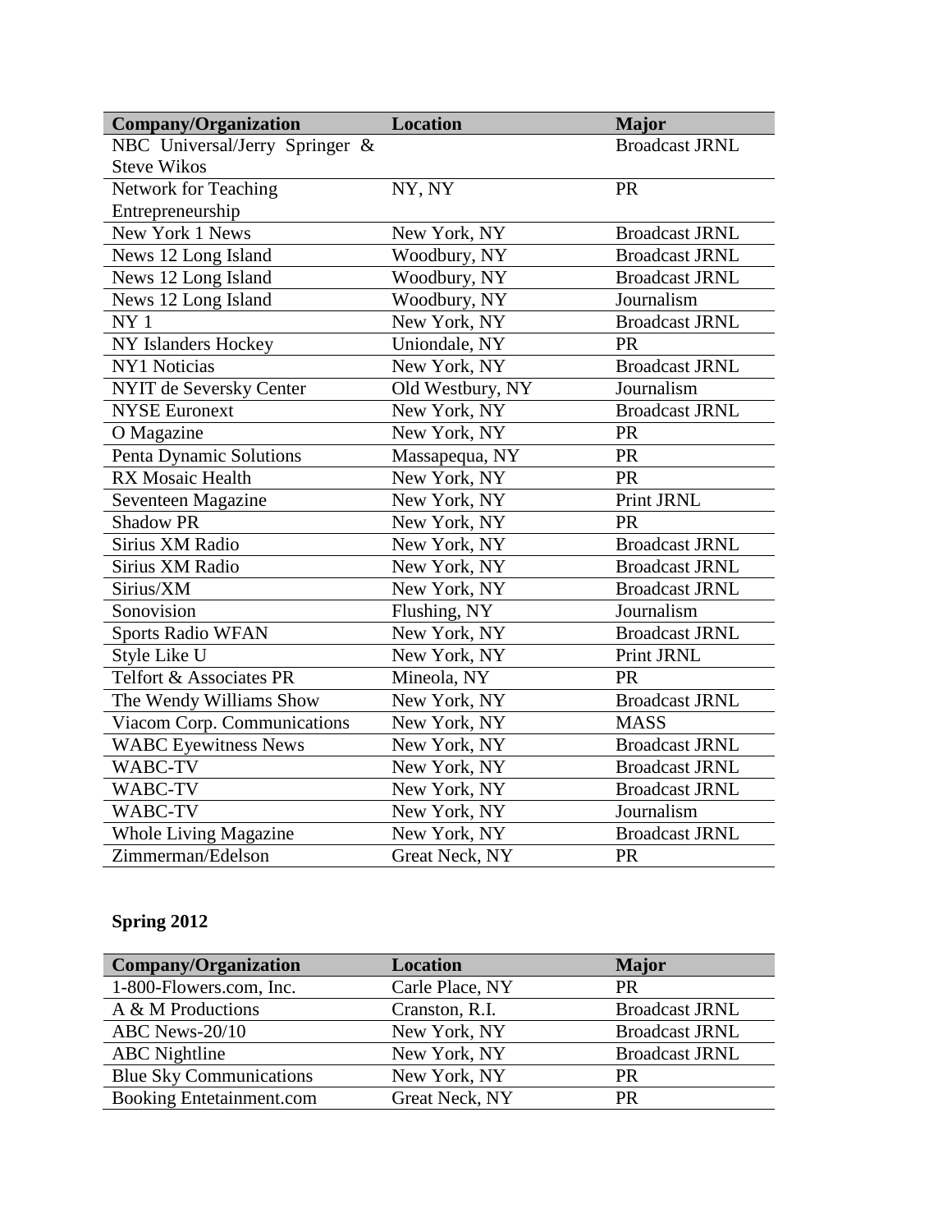| Company/Organization | Location | Major |
| --- | --- | --- |
| NBC Universal/Jerry Springer & Steve Wikos | | Broadcast JRNL |
| Network for Teaching Entrepreneurship | NY, NY | PR |
| New York 1 News | New York, NY | Broadcast JRNL |
| News 12 Long Island | Woodbury, NY | Broadcast JRNL |
| News 12 Long Island | Woodbury, NY | Broadcast JRNL |
| News 12 Long Island | Woodbury, NY | Journalism |
| NY 1 | New York, NY | Broadcast JRNL |
| NY Islanders Hockey | Uniondale, NY | PR |
| NY1 Noticias | New York, NY | Broadcast JRNL |
| NYIT de Seversky Center | Old Westbury, NY | Journalism |
| NYSE Euronext | New York, NY | Broadcast JRNL |
| O Magazine | New York, NY | PR |
| Penta Dynamic Solutions | Massapequa, NY | PR |
| RX Mosaic Health | New York, NY | PR |
| Seventeen Magazine | New York, NY | Print JRNL |
| Shadow PR | New York, NY | PR |
| Sirius XM Radio | New York, NY | Broadcast JRNL |
| Sirius XM Radio | New York, NY | Broadcast JRNL |
| Sirius/XM | New York, NY | Broadcast JRNL |
| Sonovision | Flushing, NY | Journalism |
| Sports Radio WFAN | New York, NY | Broadcast JRNL |
| Style Like U | New York, NY | Print JRNL |
| Telfort & Associates PR | Mineola, NY | PR |
| The Wendy Williams Show | New York, NY | Broadcast JRNL |
| Viacom Corp. Communications | New York, NY | MASS |
| WABC Eyewitness News | New York, NY | Broadcast JRNL |
| WABC-TV | New York, NY | Broadcast JRNL |
| WABC-TV | New York, NY | Broadcast JRNL |
| WABC-TV | New York, NY | Journalism |
| Whole Living Magazine | New York, NY | Broadcast JRNL |
| Zimmerman/Edelson | Great Neck, NY | PR |

**Spring 2012**

| Company/Organization | Location | Major |
| --- | --- | --- |
| 1-800-Flowers.com, Inc. | Carle Place, NY | PR |
| A & M Productions | Cranston, R.I. | Broadcast JRNL |
| ABC News-20/10 | New York, NY | Broadcast JRNL |
| ABC Nightline | New York, NY | Broadcast JRNL |
| Blue Sky Communications | New York, NY | PR |
| Booking Entetainment.com | Great Neck, NY | PR |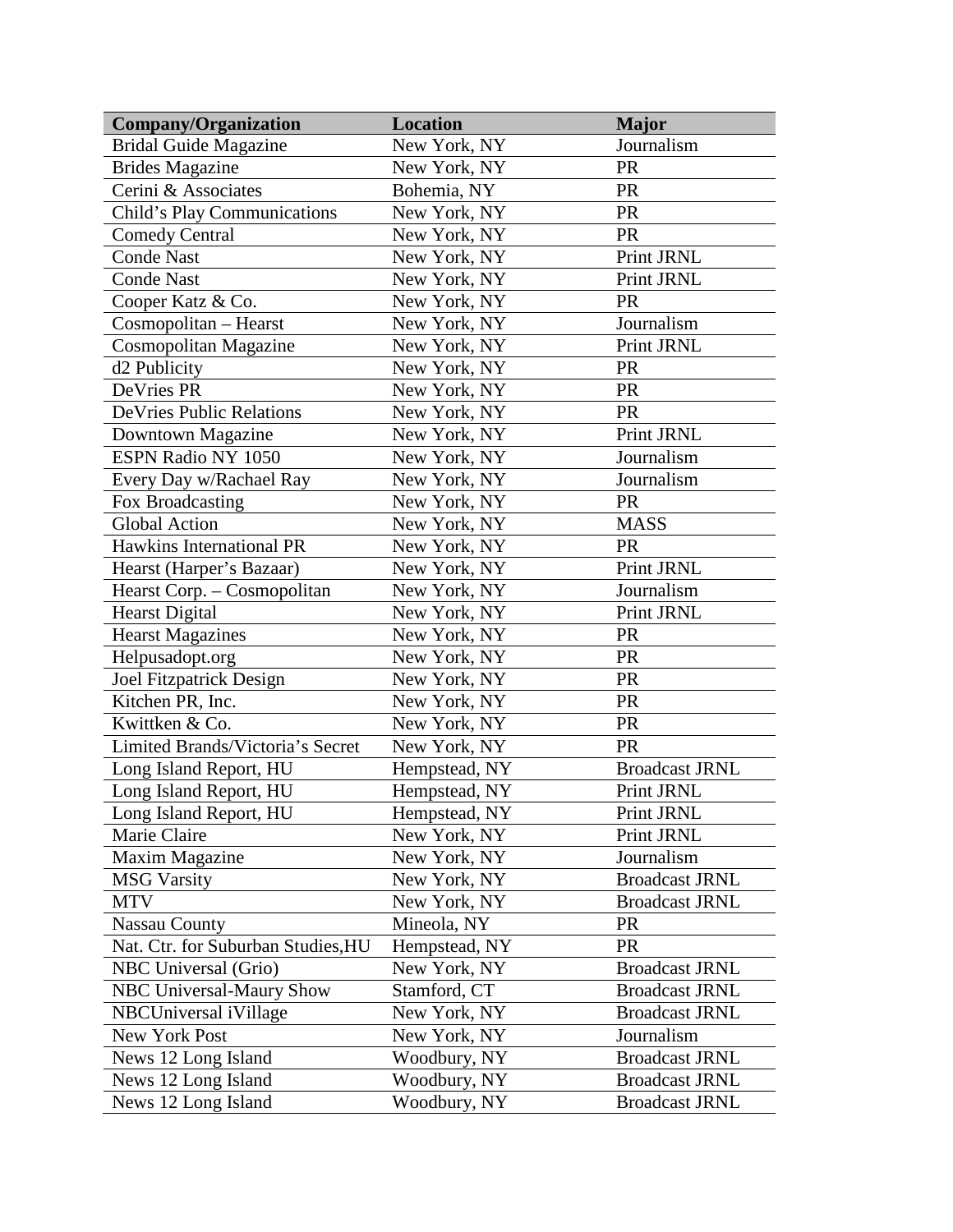| Company/Organization | Location | Major |
|---|---|---|
| Bridal Guide Magazine | New York, NY | Journalism |
| Brides Magazine | New York, NY | PR |
| Cerini & Associates | Bohemia, NY | PR |
| Child's Play Communications | New York, NY | PR |
| Comedy Central | New York, NY | PR |
| Conde Nast | New York, NY | Print JRNL |
| Conde Nast | New York, NY | Print JRNL |
| Cooper Katz & Co. | New York, NY | PR |
| Cosmopolitan – Hearst | New York, NY | Journalism |
| Cosmopolitan Magazine | New York, NY | Print JRNL |
| d2 Publicity | New York, NY | PR |
| DeVries PR | New York, NY | PR |
| DeVries Public Relations | New York, NY | PR |
| Downtown Magazine | New York, NY | Print JRNL |
| ESPN Radio NY 1050 | New York, NY | Journalism |
| Every Day w/Rachael Ray | New York, NY | Journalism |
| Fox Broadcasting | New York, NY | PR |
| Global Action | New York, NY | MASS |
| Hawkins International PR | New York, NY | PR |
| Hearst (Harper's Bazaar) | New York, NY | Print JRNL |
| Hearst Corp. – Cosmopolitan | New York, NY | Journalism |
| Hearst Digital | New York, NY | Print JRNL |
| Hearst Magazines | New York, NY | PR |
| Helpusadopt.org | New York, NY | PR |
| Joel Fitzpatrick Design | New York, NY | PR |
| Kitchen PR, Inc. | New York, NY | PR |
| Kwittken & Co. | New York, NY | PR |
| Limited Brands/Victoria's Secret | New York, NY | PR |
| Long Island Report, HU | Hempstead, NY | Broadcast JRNL |
| Long Island Report, HU | Hempstead, NY | Print JRNL |
| Long Island Report, HU | Hempstead, NY | Print JRNL |
| Marie Claire | New York, NY | Print JRNL |
| Maxim Magazine | New York, NY | Journalism |
| MSG Varsity | New York, NY | Broadcast JRNL |
| MTV | New York, NY | Broadcast JRNL |
| Nassau County | Mineola, NY | PR |
| Nat. Ctr. for Suburban Studies,HU | Hempstead, NY | PR |
| NBC Universal (Grio) | New York, NY | Broadcast JRNL |
| NBC Universal-Maury Show | Stamford, CT | Broadcast JRNL |
| NBCUniversal iVillage | New York, NY | Broadcast JRNL |
| New York Post | New York, NY | Journalism |
| News 12 Long Island | Woodbury, NY | Broadcast JRNL |
| News 12 Long Island | Woodbury, NY | Broadcast JRNL |
| News 12 Long Island | Woodbury, NY | Broadcast JRNL |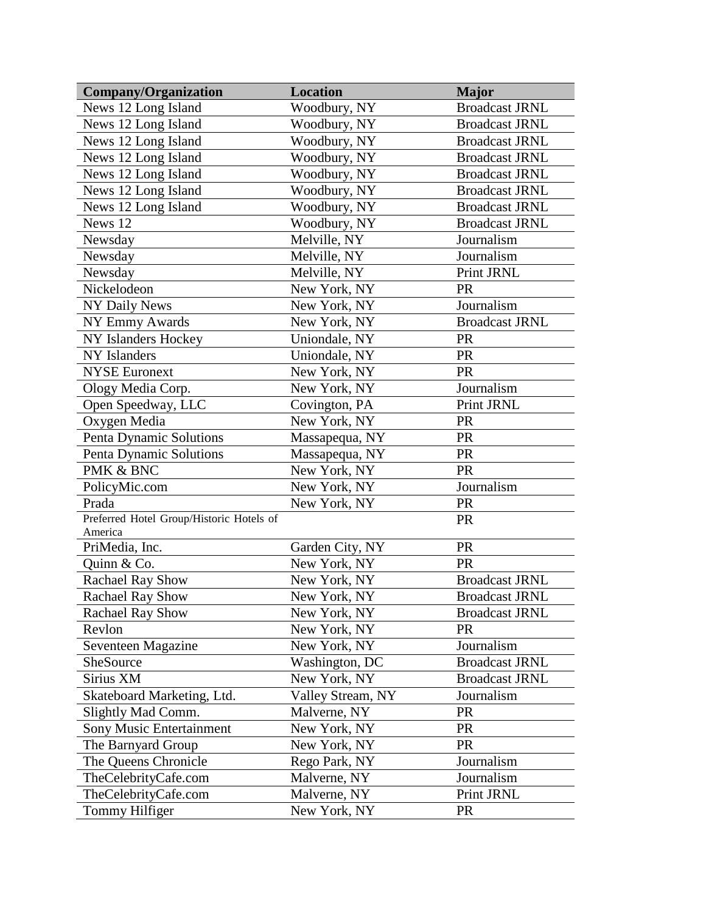| Company/Organization | Location | Major |
|---|---|---|
| News 12 Long Island | Woodbury, NY | Broadcast JRNL |
| News 12 Long Island | Woodbury, NY | Broadcast JRNL |
| News 12 Long Island | Woodbury, NY | Broadcast JRNL |
| News 12 Long Island | Woodbury, NY | Broadcast JRNL |
| News 12 Long Island | Woodbury, NY | Broadcast JRNL |
| News 12 Long Island | Woodbury, NY | Broadcast JRNL |
| News 12 Long Island | Woodbury, NY | Broadcast JRNL |
| News 12 | Woodbury, NY | Broadcast JRNL |
| Newsday | Melville, NY | Journalism |
| Newsday | Melville, NY | Journalism |
| Newsday | Melville, NY | Print JRNL |
| Nickelodeon | New York, NY | PR |
| NY Daily News | New York, NY | Journalism |
| NY Emmy Awards | New York, NY | Broadcast JRNL |
| NY Islanders Hockey | Uniondale, NY | PR |
| NY Islanders | Uniondale, NY | PR |
| NYSE Euronext | New York, NY | PR |
| Ology Media Corp. | New York, NY | Journalism |
| Open Speedway, LLC | Covington, PA | Print JRNL |
| Oxygen Media | New York, NY | PR |
| Penta Dynamic Solutions | Massapequa, NY | PR |
| Penta Dynamic Solutions | Massapequa, NY | PR |
| PMK & BNC | New York, NY | PR |
| PolicyMic.com | New York, NY | Journalism |
| Prada | New York, NY | PR |
| Preferred Hotel Group/Historic Hotels of America | | PR |
| PriMedia, Inc. | Garden City, NY | PR |
| Quinn & Co. | New York, NY | PR |
| Rachael Ray Show | New York, NY | Broadcast JRNL |
| Rachael Ray Show | New York, NY | Broadcast JRNL |
| Rachael Ray Show | New York, NY | Broadcast JRNL |
| Revlon | New York, NY | PR |
| Seventeen Magazine | New York, NY | Journalism |
| SheSource | Washington, DC | Broadcast JRNL |
| Sirius XM | New York, NY | Broadcast JRNL |
| Skateboard Marketing, Ltd. | Valley Stream, NY | Journalism |
| Slightly Mad Comm. | Malverne, NY | PR |
| Sony Music Entertainment | New York, NY | PR |
| The Barnyard Group | New York, NY | PR |
| The Queens Chronicle | Rego Park, NY | Journalism |
| TheCelebrityCafe.com | Malverne, NY | Journalism |
| TheCelebrityCafe.com | Malverne, NY | Print JRNL |
| Tommy Hilfiger | New York, NY | PR |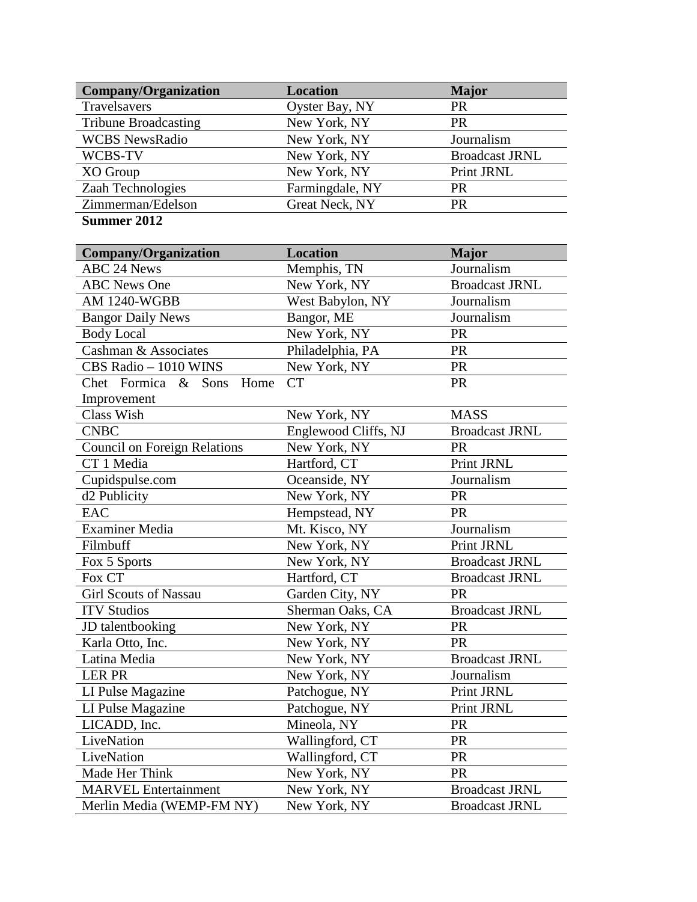| Company/Organization | Location | Major |
| --- | --- | --- |
| Travelsavers | Oyster Bay, NY | PR |
| Tribune Broadcasting | New York, NY | PR |
| WCBS NewsRadio | New York, NY | Journalism |
| WCBS-TV | New York, NY | Broadcast JRNL |
| XO Group | New York, NY | Print JRNL |
| Zaah Technologies | Farmingdale, NY | PR |
| Zimmerman/Edelson | Great Neck, NY | PR |

**Summer 2012**

| Company/Organization | Location | Major |
| --- | --- | --- |
| ABC 24 News | Memphis, TN | Journalism |
| ABC News One | New York, NY | Broadcast JRNL |
| AM 1240-WGBB | West Babylon, NY | Journalism |
| Bangor Daily News | Bangor, ME | Journalism |
| Body Local | New York, NY | PR |
| Cashman & Associates | Philadelphia, PA | PR |
| CBS Radio – 1010 WINS | New York, NY | PR |
| Chet Formica & Sons Home Improvement | CT | PR |
| Class Wish | New York, NY | MASS |
| CNBC | Englewood Cliffs, NJ | Broadcast JRNL |
| Council on Foreign Relations | New York, NY | PR |
| CT 1 Media | Hartford, CT | Print JRNL |
| Cupidspulse.com | Oceanside, NY | Journalism |
| d2 Publicity | New York, NY | PR |
| EAC | Hempstead, NY | PR |
| Examiner Media | Mt. Kisco, NY | Journalism |
| Filmbuff | New York, NY | Print JRNL |
| Fox 5 Sports | New York, NY | Broadcast JRNL |
| Fox CT | Hartford, CT | Broadcast JRNL |
| Girl Scouts of Nassau | Garden City, NY | PR |
| ITV Studios | Sherman Oaks, CA | Broadcast JRNL |
| JD talentbooking | New York, NY | PR |
| Karla Otto, Inc. | New York, NY | PR |
| Latina Media | New York, NY | Broadcast JRNL |
| LER PR | New York, NY | Journalism |
| LI Pulse Magazine | Patchogue, NY | Print JRNL |
| LI Pulse Magazine | Patchogue, NY | Print JRNL |
| LICADD, Inc. | Mineola, NY | PR |
| LiveNation | Wallingford, CT | PR |
| LiveNation | Wallingford, CT | PR |
| Made Her Think | New York, NY | PR |
| MARVEL Entertainment | New York, NY | Broadcast JRNL |
| Merlin Media (WEMP-FM NY) | New York, NY | Broadcast JRNL |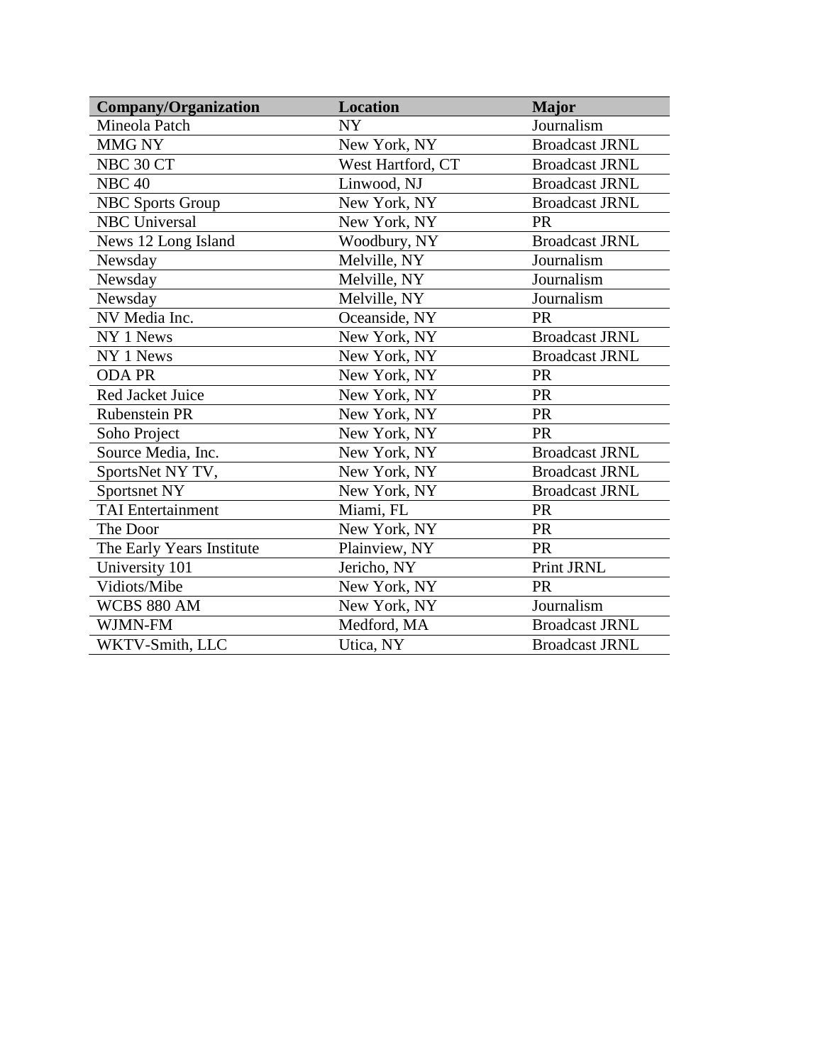| Company/Organization | Location | Major |
|---|---|---|
| Mineola Patch | NY | Journalism |
| MMG NY | New York, NY | Broadcast JRNL |
| NBC 30 CT | West Hartford, CT | Broadcast JRNL |
| NBC 40 | Linwood, NJ | Broadcast JRNL |
| NBC Sports Group | New York, NY | Broadcast JRNL |
| NBC Universal | New York, NY | PR |
| News 12 Long Island | Woodbury, NY | Broadcast JRNL |
| Newsday | Melville, NY | Journalism |
| Newsday | Melville, NY | Journalism |
| Newsday | Melville, NY | Journalism |
| NV Media Inc. | Oceanside, NY | PR |
| NY 1 News | New York, NY | Broadcast JRNL |
| NY 1 News | New York, NY | Broadcast JRNL |
| ODA PR | New York, NY | PR |
| Red Jacket Juice | New York, NY | PR |
| Rubenstein PR | New York, NY | PR |
| Soho Project | New York, NY | PR |
| Source Media, Inc. | New York, NY | Broadcast JRNL |
| SportsNet NY TV, | New York, NY | Broadcast JRNL |
| Sportsnet NY | New York, NY | Broadcast JRNL |
| TAI Entertainment | Miami, FL | PR |
| The Door | New York, NY | PR |
| The Early Years Institute | Plainview, NY | PR |
| University 101 | Jericho, NY | Print JRNL |
| Vidiots/Mibe | New York, NY | PR |
| WCBS 880 AM | New York, NY | Journalism |
| WJMN-FM | Medford, MA | Broadcast JRNL |
| WKTV-Smith, LLC | Utica, NY | Broadcast JRNL |